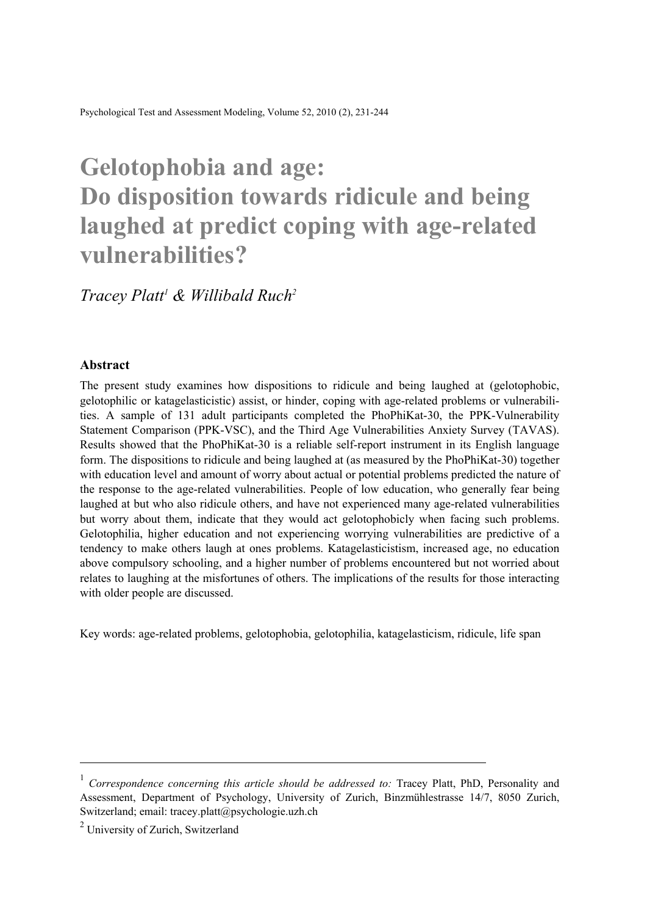# Gelotophobia and age: Do disposition towards ridicule and being laughed at predict coping with age-related vulnerabilities?

*Tracey Platt*[1] *& Willibald Ruch*[2]

## Abstract

The present study examines how dispositions to ridicule and being laughed at (gelotophobic, gelotophilic or katagelasticistic) assist, or hinder, coping with age-related problems or vulnerabilities. A sample of 131 adult participants completed the PhoPhiKat-30, the PPK-Vulnerability Statement Comparison (PPK-VSC), and the Third Age Vulnerabilities Anxiety Survey (TAVAS). Results showed that the PhoPhiKat-30 is a reliable self-report instrument in its English language form. The dispositions to ridicule and being laughed at (as measured by the PhoPhiKat-30) together with education level and amount of worry about actual or potential problems predicted the nature of the response to the age-related vulnerabilities. People of low education, who generally fear being laughed at but who also ridicule others, and have not experienced many age-related vulnerabilities but worry about them, indicate that they would act gelotophobicly when facing such problems. Gelotophilia, higher education and not experiencing worrying vulnerabilities are predictive of a tendency to make others laugh at ones problems. Katagelasticistism, increased age, no education above compulsory schooling, and a higher number of problems encountered but not worried about relates to laughing at the misfortunes of others. The implications of the results for those interacting with older people are discussed.

Key words: age-related problems, gelotophobia, gelotophilia, katagelasticism, ridicule, life span

---

[1] *Correspondence concerning this article should be addressed to:* Tracey Platt, PhD, Personality and Assessment, Department of Psychology, University of Zurich, Binzmühlestrasse 14/7, 8050 Zurich, Switzerland; email: tracey.platt@psychologie.uzh.ch

[2] University of Zurich, Switzerland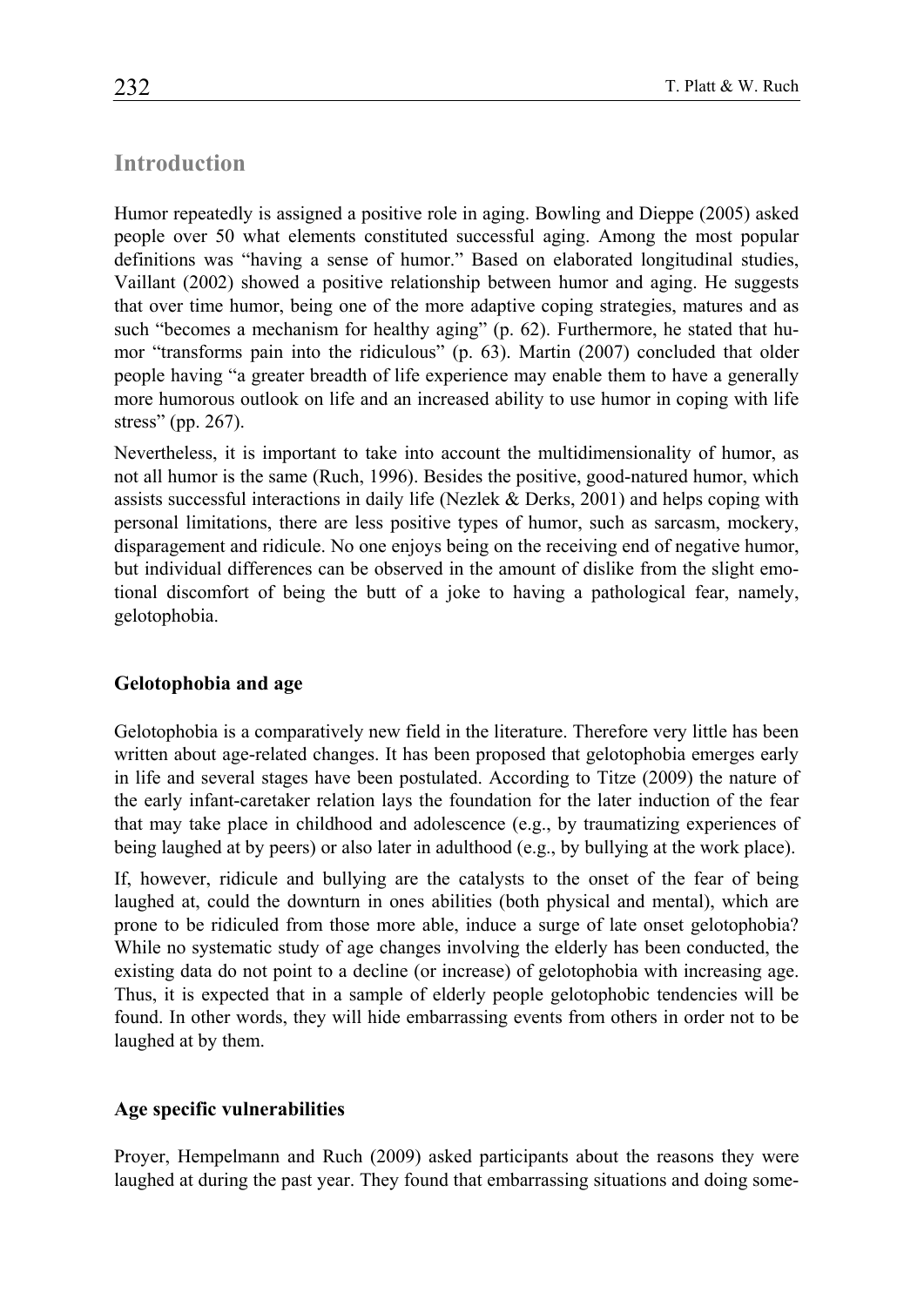## Introduction

Humor repeatedly is assigned a positive role in aging. Bowling and Dieppe (2005) asked people over 50 what elements constituted successful aging. Among the most popular definitions was "having a sense of humor." Based on elaborated longitudinal studies, Vaillant (2002) showed a positive relationship between humor and aging. He suggests that over time humor, being one of the more adaptive coping strategies, matures and as such "becomes a mechanism for healthy aging" (p. 62). Furthermore, he stated that humor "transforms pain into the ridiculous" (p. 63). Martin (2007) concluded that older people having "a greater breadth of life experience may enable them to have a generally more humorous outlook on life and an increased ability to use humor in coping with life stress" (pp. 267).

Nevertheless, it is important to take into account the multidimensionality of humor, as not all humor is the same (Ruch, 1996). Besides the positive, good-natured humor, which assists successful interactions in daily life (Nezlek & Derks, 2001) and helps coping with personal limitations, there are less positive types of humor, such as sarcasm, mockery, disparagement and ridicule. No one enjoys being on the receiving end of negative humor, but individual differences can be observed in the amount of dislike from the slight emotional discomfort of being the butt of a joke to having a pathological fear, namely, gelotophobia.

### Gelotophobia and age

Gelotophobia is a comparatively new field in the literature. Therefore very little has been written about age-related changes. It has been proposed that gelotophobia emerges early in life and several stages have been postulated. According to Titze (2009) the nature of the early infant-caretaker relation lays the foundation for the later induction of the fear that may take place in childhood and adolescence (e.g., by traumatizing experiences of being laughed at by peers) or also later in adulthood (e.g., by bullying at the work place).

If, however, ridicule and bullying are the catalysts to the onset of the fear of being laughed at, could the downturn in ones abilities (both physical and mental), which are prone to be ridiculed from those more able, induce a surge of late onset gelotophobia? While no systematic study of age changes involving the elderly has been conducted, the existing data do not point to a decline (or increase) of gelotophobia with increasing age. Thus, it is expected that in a sample of elderly people gelotophobic tendencies will be found. In other words, they will hide embarrassing events from others in order not to be laughed at by them.

### Age specific vulnerabilities

Proyer, Hempelmann and Ruch (2009) asked participants about the reasons they were laughed at during the past year. They found that embarrassing situations and doing some-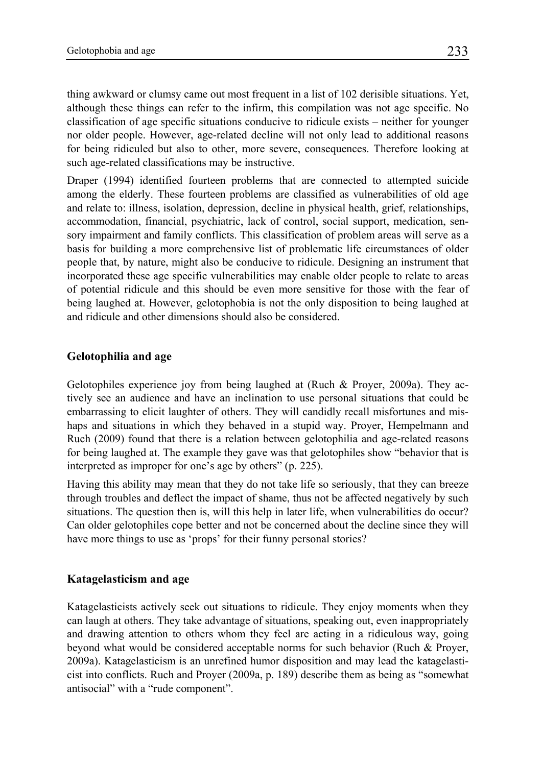thing awkward or clumsy came out most frequent in a list of 102 derisible situations. Yet, although these things can refer to the infirm, this compilation was not age specific. No classification of age specific situations conducive to ridicule exists – neither for younger nor older people. However, age-related decline will not only lead to additional reasons for being ridiculed but also to other, more severe, consequences. Therefore looking at such age-related classifications may be instructive.

Draper (1994) identified fourteen problems that are connected to attempted suicide among the elderly. These fourteen problems are classified as vulnerabilities of old age and relate to: illness, isolation, depression, decline in physical health, grief, relationships, accommodation, financial, psychiatric, lack of control, social support, medication, sensory impairment and family conflicts. This classification of problem areas will serve as a basis for building a more comprehensive list of problematic life circumstances of older people that, by nature, might also be conducive to ridicule. Designing an instrument that incorporated these age specific vulnerabilities may enable older people to relate to areas of potential ridicule and this should be even more sensitive for those with the fear of being laughed at. However, gelotophobia is not the only disposition to being laughed at and ridicule and other dimensions should also be considered.

## Gelotophilia and age

Gelotophiles experience joy from being laughed at (Ruch & Proyer, 2009a). They actively see an audience and have an inclination to use personal situations that could be embarrassing to elicit laughter of others. They will candidly recall misfortunes and mishaps and situations in which they behaved in a stupid way. Proyer, Hempelmann and Ruch (2009) found that there is a relation between gelotophilia and age-related reasons for being laughed at. The example they gave was that gelotophiles show "behavior that is interpreted as improper for one's age by others" (p. 225).

Having this ability may mean that they do not take life so seriously, that they can breeze through troubles and deflect the impact of shame, thus not be affected negatively by such situations. The question then is, will this help in later life, when vulnerabilities do occur? Can older gelotophiles cope better and not be concerned about the decline since they will have more things to use as 'props' for their funny personal stories?

## Katagelasticism and age

Katagelasticists actively seek out situations to ridicule. They enjoy moments when they can laugh at others. They take advantage of situations, speaking out, even inappropriately and drawing attention to others whom they feel are acting in a ridiculous way, going beyond what would be considered acceptable norms for such behavior (Ruch & Proyer, 2009a). Katagelasticism is an unrefined humor disposition and may lead the katagelasticist into conflicts. Ruch and Proyer (2009a, p. 189) describe them as being as "somewhat antisocial" with a "rude component".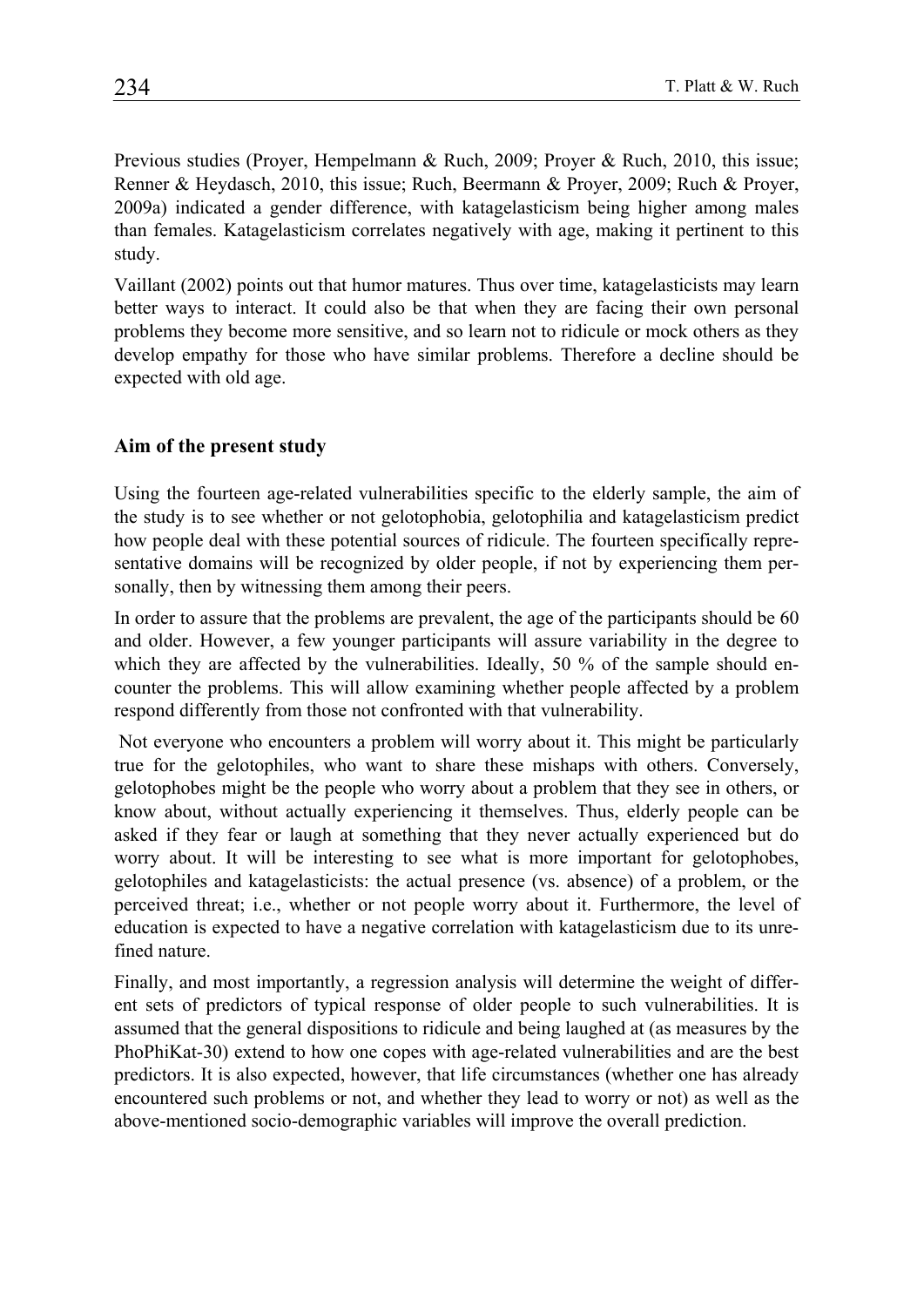Previous studies (Proyer, Hempelmann & Ruch, 2009; Proyer & Ruch, 2010, this issue; Renner & Heydasch, 2010, this issue; Ruch, Beermann & Proyer, 2009; Ruch & Proyer, 2009a) indicated a gender difference, with katagelasticism being higher among males than females. Katagelasticism correlates negatively with age, making it pertinent to this study.

Vaillant (2002) points out that humor matures. Thus over time, katagelasticists may learn better ways to interact. It could also be that when they are facing their own personal problems they become more sensitive, and so learn not to ridicule or mock others as they develop empathy for those who have similar problems. Therefore a decline should be expected with old age.

## Aim of the present study

Using the fourteen age-related vulnerabilities specific to the elderly sample, the aim of the study is to see whether or not gelotophobia, gelotophilia and katagelasticism predict how people deal with these potential sources of ridicule. The fourteen specifically representative domains will be recognized by older people, if not by experiencing them personally, then by witnessing them among their peers.

In order to assure that the problems are prevalent, the age of the participants should be 60 and older. However, a few younger participants will assure variability in the degree to which they are affected by the vulnerabilities. Ideally, 50 % of the sample should encounter the problems. This will allow examining whether people affected by a problem respond differently from those not confronted with that vulnerability.

Not everyone who encounters a problem will worry about it. This might be particularly true for the gelotophiles, who want to share these mishaps with others. Conversely, gelotophobes might be the people who worry about a problem that they see in others, or know about, without actually experiencing it themselves. Thus, elderly people can be asked if they fear or laugh at something that they never actually experienced but do worry about. It will be interesting to see what is more important for gelotophobes, gelotophiles and katagelasticists: the actual presence (vs. absence) of a problem, or the perceived threat; i.e., whether or not people worry about it. Furthermore, the level of education is expected to have a negative correlation with katagelasticism due to its unrefined nature.

Finally, and most importantly, a regression analysis will determine the weight of different sets of predictors of typical response of older people to such vulnerabilities. It is assumed that the general dispositions to ridicule and being laughed at (as measures by the PhoPhiKat-30) extend to how one copes with age-related vulnerabilities and are the best predictors. It is also expected, however, that life circumstances (whether one has already encountered such problems or not, and whether they lead to worry or not) as well as the above-mentioned socio-demographic variables will improve the overall prediction.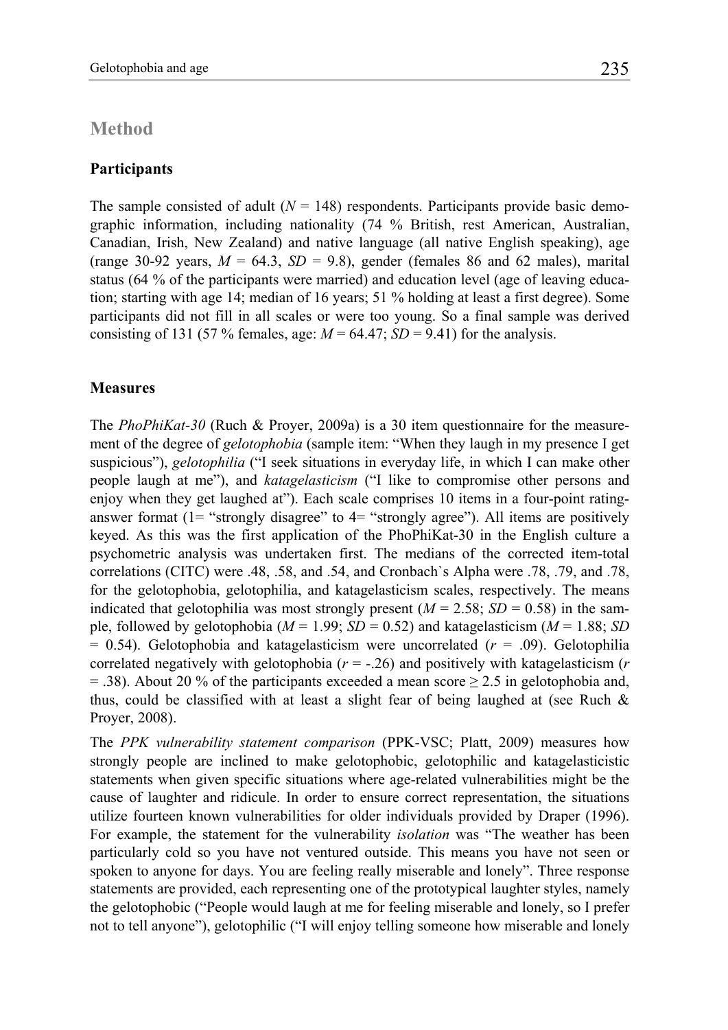## Method

### Participants

The sample consisted of adult ($N$ = 148) respondents. Participants provide basic demographic information, including nationality (74 % British, rest American, Australian, Canadian, Irish, New Zealand) and native language (all native English speaking), age (range 30-92 years, $M$ = 64.3, $SD$ = 9.8), gender (females 86 and 62 males), marital status (64 % of the participants were married) and education level (age of leaving education; starting with age 14; median of 16 years; 51 % holding at least a first degree). Some participants did not fill in all scales or were too young. So a final sample was derived consisting of 131 (57 % females, age: $M$ = 64.47; $SD$ = 9.41) for the analysis.

### Measures

The *PhoPhiKat-30* (Ruch & Proyer, 2009a) is a 30 item questionnaire for the measurement of the degree of *gelotophobia* (sample item: "When they laugh in my presence I get suspicious"), *gelotophilia* ("I seek situations in everyday life, in which I can make other people laugh at me"), and *katagelasticism* ("I like to compromise other persons and enjoy when they get laughed at"). Each scale comprises 10 items in a four-point rating-answer format (1= "strongly disagree" to 4= "strongly agree"). All items are positively keyed. As this was the first application of the PhoPhiKat-30 in the English culture a psychometric analysis was undertaken first. The medians of the corrected item-total correlations (CITC) were .48, .58, and .54, and Cronbach`s Alpha were .78, .79, and .78, for the gelotophobia, gelotophilia, and katagelasticism scales, respectively. The means indicated that gelotophilia was most strongly present ($M$ = 2.58; $SD$ = 0.58) in the sample, followed by gelotophobia ($M$ = 1.99; $SD$ = 0.52) and katagelasticism ($M$ = 1.88; $SD$ = 0.54). Gelotophobia and katagelasticism were uncorrelated ($r$ = .09). Gelotophilia correlated negatively with gelotophobia ($r$ = -.26) and positively with katagelasticism ($r$ = .38). About 20 % of the participants exceeded a mean score ≥ 2.5 in gelotophobia and, thus, could be classified with at least a slight fear of being laughed at (see Ruch & Proyer, 2008).

The *PPK vulnerability statement comparison* (PPK-VSC; Platt, 2009) measures how strongly people are inclined to make gelotophobic, gelotophilic and katagelasticistic statements when given specific situations where age-related vulnerabilities might be the cause of laughter and ridicule. In order to ensure correct representation, the situations utilize fourteen known vulnerabilities for older individuals provided by Draper (1996). For example, the statement for the vulnerability *isolation* was "The weather has been particularly cold so you have not ventured outside. This means you have not seen or spoken to anyone for days. You are feeling really miserable and lonely". Three response statements are provided, each representing one of the prototypical laughter styles, namely the gelotophobic ("People would laugh at me for feeling miserable and lonely, so I prefer not to tell anyone"), gelotophilic ("I will enjoy telling someone how miserable and lonely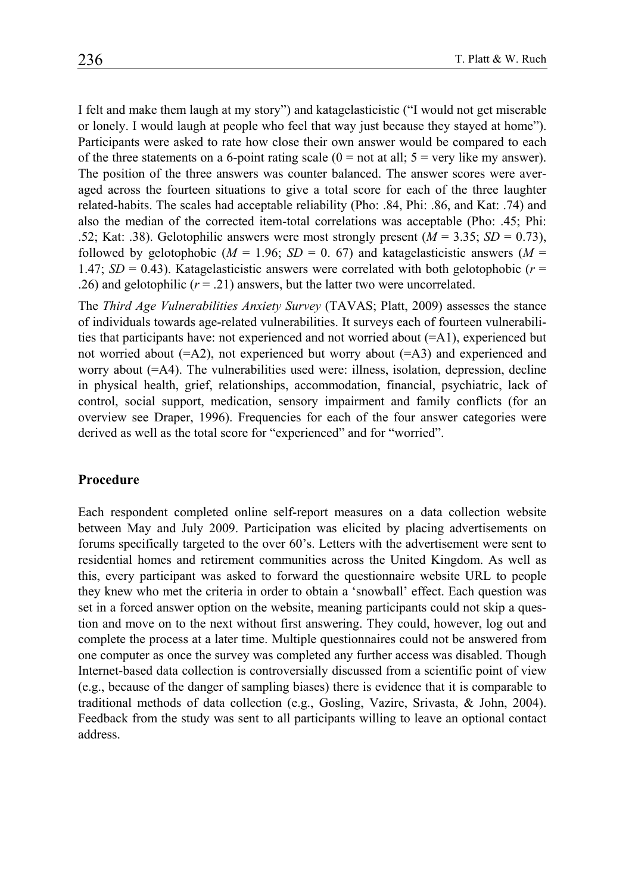I felt and make them laugh at my story") and katagelasticistic ("I would not get miserable or lonely. I would laugh at people who feel that way just because they stayed at home"). Participants were asked to rate how close their own answer would be compared to each of the three statements on a 6-point rating scale (0 = not at all; 5 = very like my answer). The position of the three answers was counter balanced. The answer scores were averaged across the fourteen situations to give a total score for each of the three laughter related-habits. The scales had acceptable reliability (Pho: .84, Phi: .86, and Kat: .74) and also the median of the corrected item-total correlations was acceptable (Pho: .45; Phi: .52; Kat: .38). Gelotophilic answers were most strongly present ($M$ = 3.35; $SD$ = 0.73), followed by gelotophobic ($M$ = 1.96; $SD$ = 0. 67) and katagelasticistic answers ($M$ = 1.47; $SD$ = 0.43). Katagelasticistic answers were correlated with both gelotophobic ($r$ = .26) and gelotophilic ($r$ = .21) answers, but the latter two were uncorrelated.

The *Third Age Vulnerabilities Anxiety Survey* (TAVAS; Platt, 2009) assesses the stance of individuals towards age-related vulnerabilities. It surveys each of fourteen vulnerabilities that participants have: not experienced and not worried about (=A1), experienced but not worried about (=A2), not experienced but worry about (=A3) and experienced and worry about (=A4). The vulnerabilities used were: illness, isolation, depression, decline in physical health, grief, relationships, accommodation, financial, psychiatric, lack of control, social support, medication, sensory impairment and family conflicts (for an overview see Draper, 1996). Frequencies for each of the four answer categories were derived as well as the total score for "experienced" and for "worried".

## Procedure

Each respondent completed online self-report measures on a data collection website between May and July 2009. Participation was elicited by placing advertisements on forums specifically targeted to the over 60's. Letters with the advertisement were sent to residential homes and retirement communities across the United Kingdom. As well as this, every participant was asked to forward the questionnaire website URL to people they knew who met the criteria in order to obtain a 'snowball' effect. Each question was set in a forced answer option on the website, meaning participants could not skip a question and move on to the next without first answering. They could, however, log out and complete the process at a later time. Multiple questionnaires could not be answered from one computer as once the survey was completed any further access was disabled. Though Internet-based data collection is controversially discussed from a scientific point of view (e.g., because of the danger of sampling biases) there is evidence that it is comparable to traditional methods of data collection (e.g., Gosling, Vazire, Srivasta, & John, 2004). Feedback from the study was sent to all participants willing to leave an optional contact address.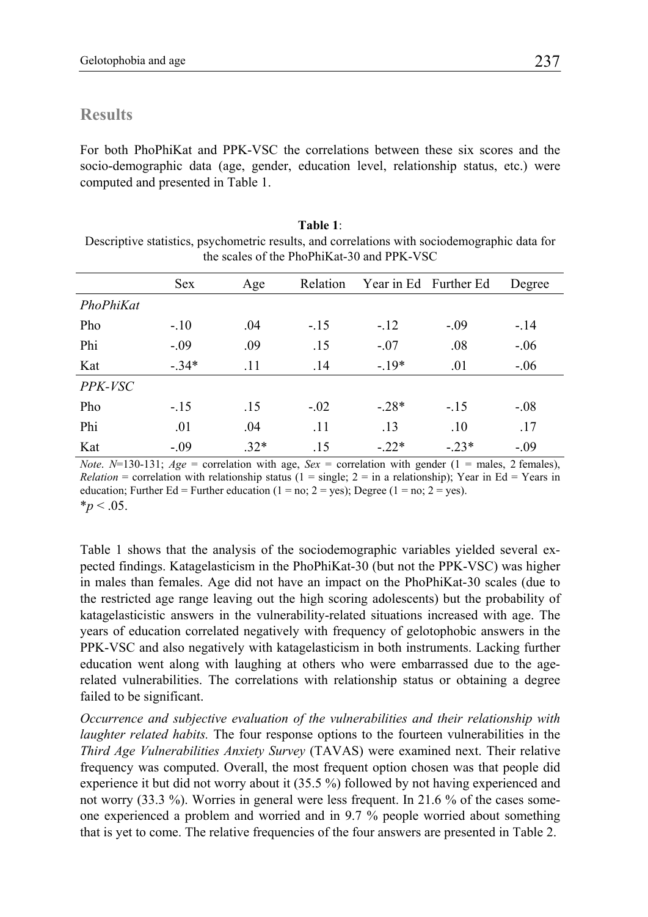## Results

For both PhoPhiKat and PPK-VSC the correlations between these six scores and the socio-demographic data (age, gender, education level, relationship status, etc.) were computed and presented in Table 1.

**Table 1**:
Descriptive statistics, psychometric results, and correlations with sociodemographic data for the scales of the PhoPhiKat-30 and PPK-VSC

| | Sex | Age | Relation | Year in Ed | Further Ed | Degree |
|---|---|---|---|---|---|---|
| *PhoPhiKat* | | | | | | |
| Pho | -.10 | .04 | -.15 | -.12 | -.09 | -.14 |
| Phi | -.09 | .09 | .15 | -.07 | .08 | -.06 |
| Kat | -.34* | .11 | .14 | -.19* | .01 | -.06 |
| *PPK-VSC* | | | | | | |
| Pho | -.15 | .15 | -.02 | -.28* | -.15 | -.08 |
| Phi | .01 | .04 | .11 | .13 | .10 | .17 |
| Kat | -.09 | .32* | .15 | -.22* | -.23* | -.09 |

*Note*. $N$=130-131; *Age* = correlation with age, *Sex* = correlation with gender (1 = males, 2 females), *Relation* = correlation with relationship status (1 = single; 2 = in a relationship); Year in Ed = Years in education; Further Ed = Further education (1 = no; 2 = yes); Degree (1 = no; 2 = yes).
$^{*}p < .05$.

Table 1 shows that the analysis of the sociodemographic variables yielded several expected findings. Katagelasticism in the PhoPhiKat-30 (but not the PPK-VSC) was higher in males than females. Age did not have an impact on the PhoPhiKat-30 scales (due to the restricted age range leaving out the high scoring adolescents) but the probability of katagelasticistic answers in the vulnerability-related situations increased with age. The years of education correlated negatively with frequency of gelotophobic answers in the PPK-VSC and also negatively with katagelasticism in both instruments. Lacking further education went along with laughing at others who were embarrassed due to the age-related vulnerabilities. The correlations with relationship status or obtaining a degree failed to be significant.

*Occurrence and subjective evaluation of the vulnerabilities and their relationship with laughter related habits.* The four response options to the fourteen vulnerabilities in the *Third Age Vulnerabilities Anxiety Survey* (TAVAS) were examined next. Their relative frequency was computed. Overall, the most frequent option chosen was that people did experience it but did not worry about it (35.5 %) followed by not having experienced and not worry (33.3 %). Worries in general were less frequent. In 21.6 % of the cases someone experienced a problem and worried and in 9.7 % people worried about something that is yet to come. The relative frequencies of the four answers are presented in Table 2.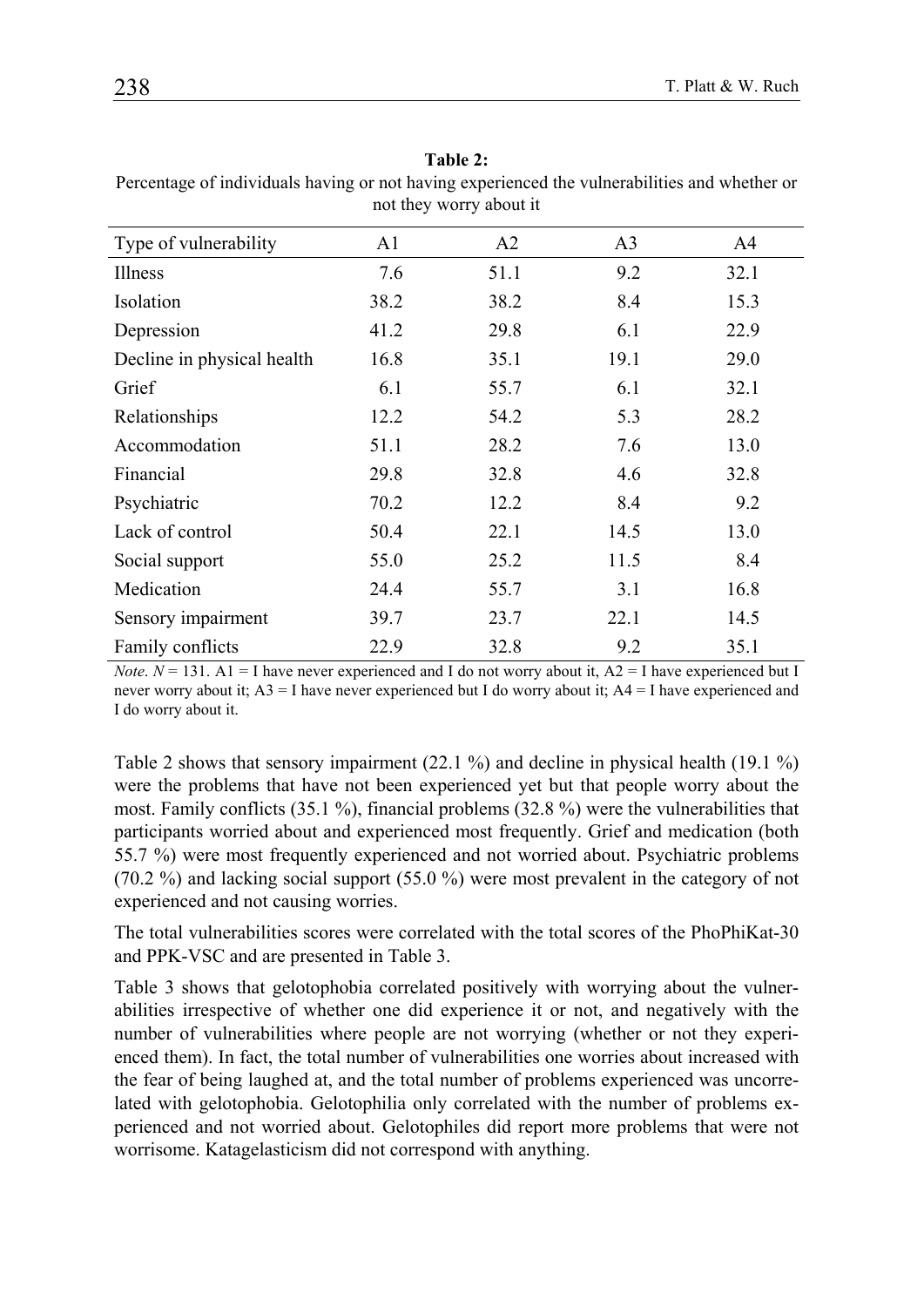**Table 2:**
Percentage of individuals having or not having experienced the vulnerabilities and whether or not they worry about it

| Type of vulnerability | A1 | A2 | A3 | A4 |
|---|---|---|---|---|
| Illness | 7.6 | 51.1 | 9.2 | 32.1 |
| Isolation | 38.2 | 38.2 | 8.4 | 15.3 |
| Depression | 41.2 | 29.8 | 6.1 | 22.9 |
| Decline in physical health | 16.8 | 35.1 | 19.1 | 29.0 |
| Grief | 6.1 | 55.7 | 6.1 | 32.1 |
| Relationships | 12.2 | 54.2 | 5.3 | 28.2 |
| Accommodation | 51.1 | 28.2 | 7.6 | 13.0 |
| Financial | 29.8 | 32.8 | 4.6 | 32.8 |
| Psychiatric | 70.2 | 12.2 | 8.4 | 9.2 |
| Lack of control | 50.4 | 22.1 | 14.5 | 13.0 |
| Social support | 55.0 | 25.2 | 11.5 | 8.4 |
| Medication | 24.4 | 55.7 | 3.1 | 16.8 |
| Sensory impairment | 39.7 | 23.7 | 22.1 | 14.5 |
| Family conflicts | 22.9 | 32.8 | 9.2 | 35.1 |

*Note*. $N = 131$. A1 = I have never experienced and I do not worry about it, A2 = I have experienced but I never worry about it; A3 = I have never experienced but I do worry about it; A4 = I have experienced and I do worry about it.

Table 2 shows that sensory impairment (22.1 %) and decline in physical health (19.1 %) were the problems that have not been experienced yet but that people worry about the most. Family conflicts (35.1 %), financial problems (32.8 %) were the vulnerabilities that participants worried about and experienced most frequently. Grief and medication (both 55.7 %) were most frequently experienced and not worried about. Psychiatric problems (70.2 %) and lacking social support (55.0 %) were most prevalent in the category of not experienced and not causing worries.

The total vulnerabilities scores were correlated with the total scores of the PhoPhiKat-30 and PPK-VSC and are presented in Table 3.

Table 3 shows that gelotophobia correlated positively with worrying about the vulnerabilities irrespective of whether one did experience it or not, and negatively with the number of vulnerabilities where people are not worrying (whether or not they experienced them). In fact, the total number of vulnerabilities one worries about increased with the fear of being laughed at, and the total number of problems experienced was uncorrelated with gelotophobia. Gelotophilia only correlated with the number of problems experienced and not worried about. Gelotophiles did report more problems that were not worrisome. Katagelasticism did not correspond with anything.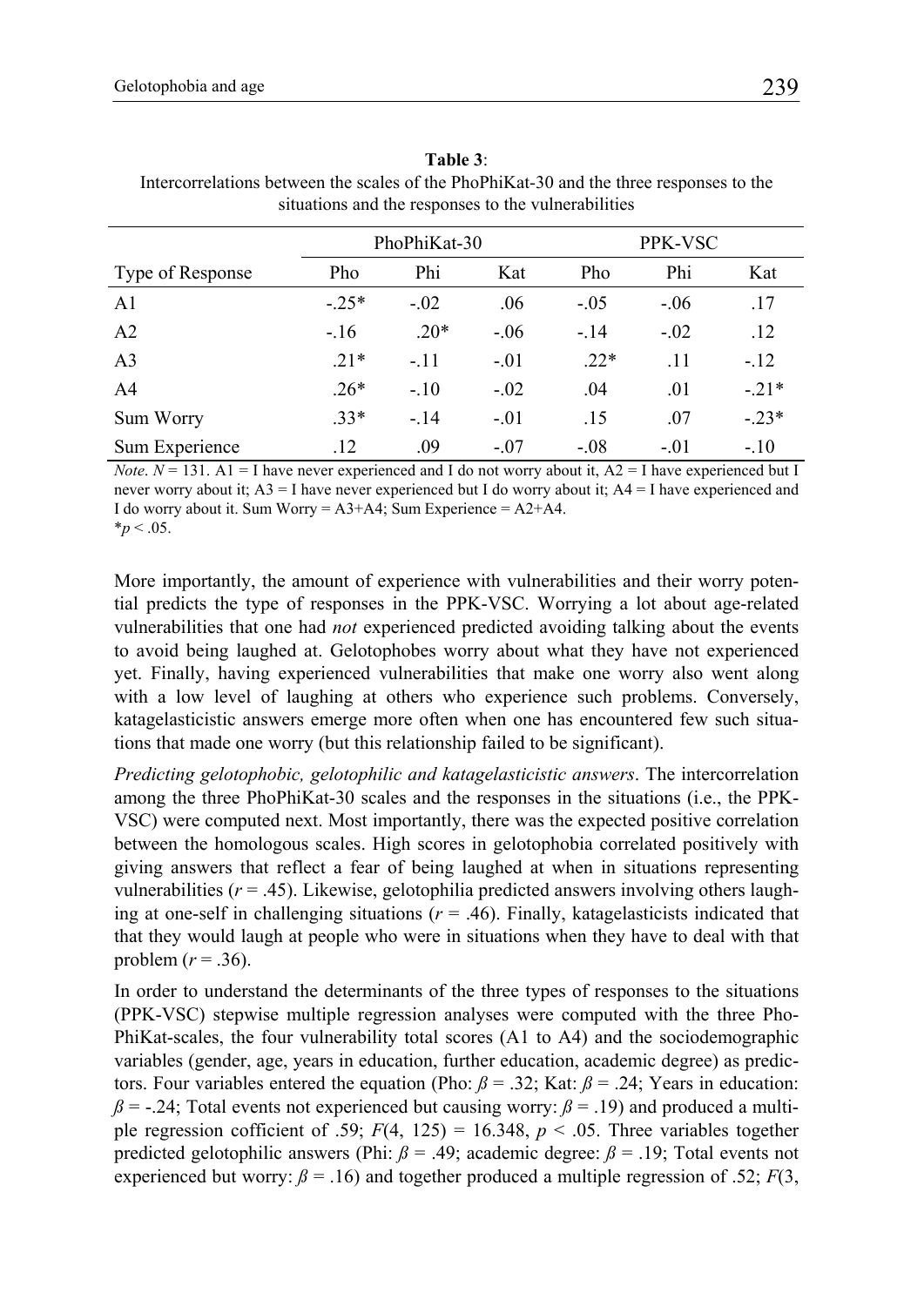**Table 3**:
Intercorrelations between the scales of the PhoPhiKat-30 and the three responses to the situations and the responses to the vulnerabilities

| | PhoPhiKat-30 | | | PPK-VSC | | |
|---|---|---|---|---|---|---|
| Type of Response | Pho | Phi | Kat | Pho | Phi | Kat |
| A1 | -.25* | -.02 | .06 | -.05 | -.06 | .17 |
| A2 | -.16 | .20* | -.06 | -.14 | -.02 | .12 |
| A3 | .21* | -.11 | -.01 | .22* | .11 | -.12 |
| A4 | .26* | -.10 | -.02 | .04 | .01 | -.21* |
| Sum Worry | .33* | -.14 | -.01 | .15 | .07 | -.23* |
| Sum Experience | .12 | .09 | -.07 | -.08 | -.01 | -.10 |

*Note*. $N = 131$. A1 = I have never experienced and I do not worry about it, A2 = I have experienced but I never worry about it; A3 = I have never experienced but I do worry about it; A4 = I have experienced and I do worry about it. Sum Worry = A3+A4; Sum Experience = A2+A4.
$^{*}p < .05$.

More importantly, the amount of experience with vulnerabilities and their worry potential predicts the type of responses in the PPK-VSC. Worrying a lot about age-related vulnerabilities that one had *not* experienced predicted avoiding talking about the events to avoid being laughed at. Gelotophobes worry about what they have not experienced yet. Finally, having experienced vulnerabilities that make one worry also went along with a low level of laughing at others who experience such problems. Conversely, katagelasticistic answers emerge more often when one has encountered few such situations that made one worry (but this relationship failed to be significant).

*Predicting gelotophobic, gelotophilic and katagelasticistic answers*. The intercorrelation among the three PhoPhiKat-30 scales and the responses in the situations (i.e., the PPK-VSC) were computed next. Most importantly, there was the expected positive correlation between the homologous scales. High scores in gelotophobia correlated positively with giving answers that reflect a fear of being laughed at when in situations representing vulnerabilities ($r = .45$). Likewise, gelotophilia predicted answers involving others laughing at one-self in challenging situations ($r = .46$). Finally, katagelasticists indicated that that they would laugh at people who were in situations when they have to deal with that problem ($r = .36$).

In order to understand the determinants of the three types of responses to the situations (PPK-VSC) stepwise multiple regression analyses were computed with the three PhoPhiKat-scales, the four vulnerability total scores (A1 to A4) and the sociodemographic variables (gender, age, years in education, further education, academic degree) as predictors. Four variables entered the equation (Pho: $\beta = .32$; Kat: $\beta = .24$; Years in education: $\beta = -.24$; Total events not experienced but causing worry: $\beta = .19$) and produced a multiple regression cofficient of .59; $F(4, 125) = 16.348$, $p < .05$. Three variables together predicted gelotophilic answers (Phi: $\beta = .49$; academic degree: $\beta = .19$; Total events not experienced but worry: $\beta = .16$) and together produced a multiple regression of .52; $F$(3,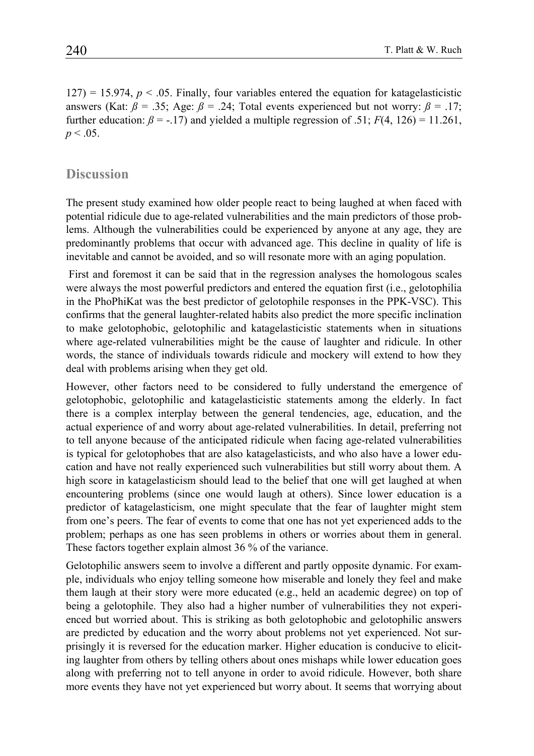127) = 15.974, $p < .05$. Finally, four variables entered the equation for katagelasticistic answers (Kat: $\beta = .35$; Age: $\beta = .24$; Total events experienced but not worry: $\beta = .17$; further education: $\beta = -.17$) and yielded a multiple regression of .51; $F(4, 126) = 11.261$, $p < .05$.

## Discussion

The present study examined how older people react to being laughed at when faced with potential ridicule due to age-related vulnerabilities and the main predictors of those problems. Although the vulnerabilities could be experienced by anyone at any age, they are predominantly problems that occur with advanced age. This decline in quality of life is inevitable and cannot be avoided, and so will resonate more with an aging population.

First and foremost it can be said that in the regression analyses the homologous scales were always the most powerful predictors and entered the equation first (i.e., gelotophilia in the PhoPhiKat was the best predictor of gelotophile responses in the PPK-VSC). This confirms that the general laughter-related habits also predict the more specific inclination to make gelotophobic, gelotophilic and katagelasticistic statements when in situations where age-related vulnerabilities might be the cause of laughter and ridicule. In other words, the stance of individuals towards ridicule and mockery will extend to how they deal with problems arising when they get old.

However, other factors need to be considered to fully understand the emergence of gelotophobic, gelotophilic and katagelasticistic statements among the elderly. In fact there is a complex interplay between the general tendencies, age, education, and the actual experience of and worry about age-related vulnerabilities. In detail, preferring not to tell anyone because of the anticipated ridicule when facing age-related vulnerabilities is typical for gelotophobes that are also katagelasticists, and who also have a lower education and have not really experienced such vulnerabilities but still worry about them. A high score in katagelasticism should lead to the belief that one will get laughed at when encountering problems (since one would laugh at others). Since lower education is a predictor of katagelasticism, one might speculate that the fear of laughter might stem from one's peers. The fear of events to come that one has not yet experienced adds to the problem; perhaps as one has seen problems in others or worries about them in general. These factors together explain almost 36 % of the variance.

Gelotophilic answers seem to involve a different and partly opposite dynamic. For example, individuals who enjoy telling someone how miserable and lonely they feel and make them laugh at their story were more educated (e.g., held an academic degree) on top of being a gelotophile. They also had a higher number of vulnerabilities they not experienced but worried about. This is striking as both gelotophobic and gelotophilic answers are predicted by education and the worry about problems not yet experienced. Not surprisingly it is reversed for the education marker. Higher education is conducive to eliciting laughter from others by telling others about ones mishaps while lower education goes along with preferring not to tell anyone in order to avoid ridicule. However, both share more events they have not yet experienced but worry about. It seems that worrying about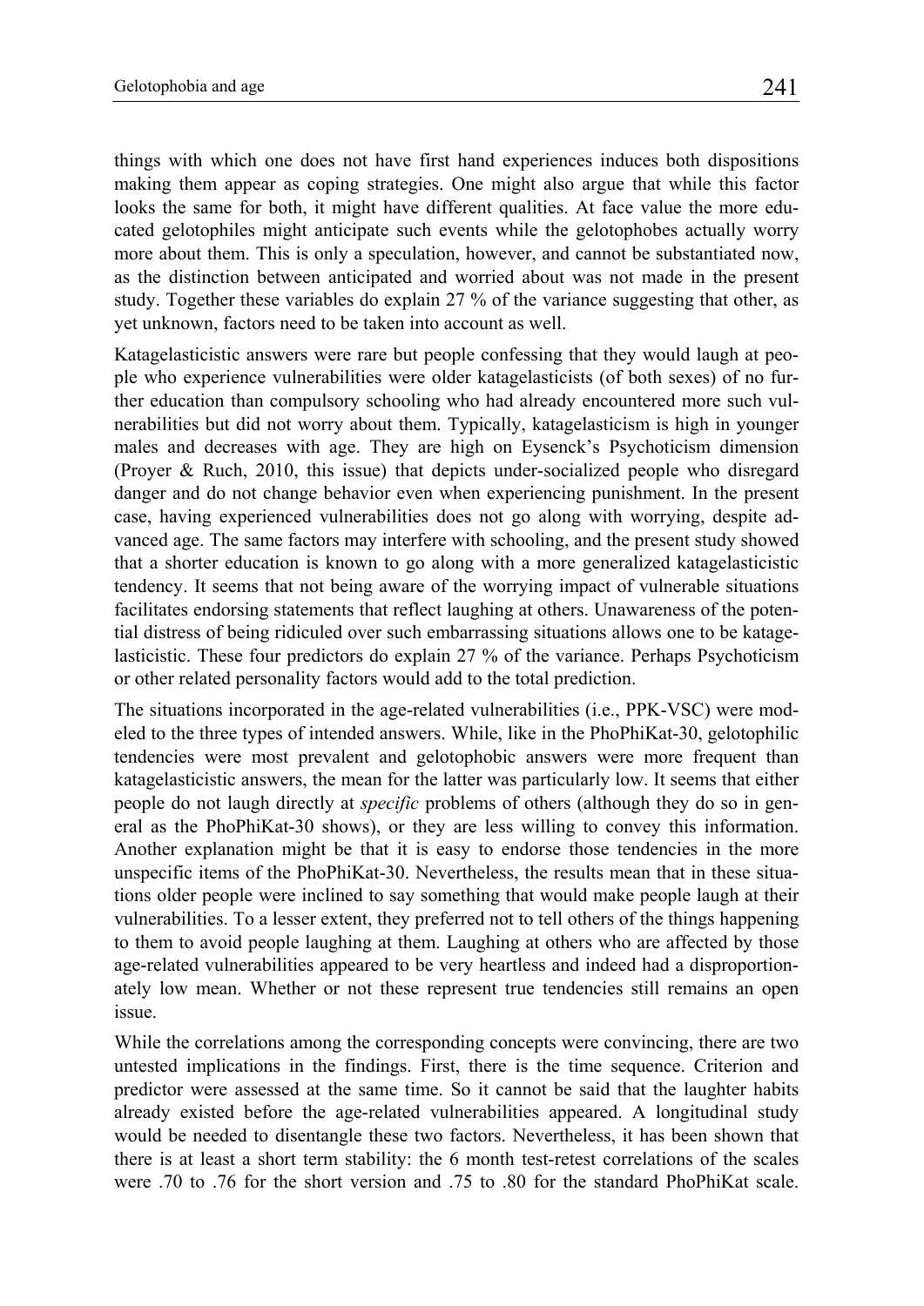things with which one does not have first hand experiences induces both dispositions making them appear as coping strategies. One might also argue that while this factor looks the same for both, it might have different qualities. At face value the more educated gelotophiles might anticipate such events while the gelotophobes actually worry more about them. This is only a speculation, however, and cannot be substantiated now, as the distinction between anticipated and worried about was not made in the present study. Together these variables do explain 27 % of the variance suggesting that other, as yet unknown, factors need to be taken into account as well.

Katagelasticistic answers were rare but people confessing that they would laugh at people who experience vulnerabilities were older katagelasticists (of both sexes) of no further education than compulsory schooling who had already encountered more such vulnerabilities but did not worry about them. Typically, katagelasticism is high in younger males and decreases with age. They are high on Eysenck's Psychoticism dimension (Proyer & Ruch, 2010, this issue) that depicts under-socialized people who disregard danger and do not change behavior even when experiencing punishment. In the present case, having experienced vulnerabilities does not go along with worrying, despite advanced age. The same factors may interfere with schooling, and the present study showed that a shorter education is known to go along with a more generalized katagelasticistic tendency. It seems that not being aware of the worrying impact of vulnerable situations facilitates endorsing statements that reflect laughing at others. Unawareness of the potential distress of being ridiculed over such embarrassing situations allows one to be katagelasticistic. These four predictors do explain 27 % of the variance. Perhaps Psychoticism or other related personality factors would add to the total prediction.

The situations incorporated in the age-related vulnerabilities (i.e., PPK-VSC) were modeled to the three types of intended answers. While, like in the PhoPhiKat-30, gelotophilic tendencies were most prevalent and gelotophobic answers were more frequent than katagelasticistic answers, the mean for the latter was particularly low. It seems that either people do not laugh directly at *specific* problems of others (although they do so in general as the PhoPhiKat-30 shows), or they are less willing to convey this information. Another explanation might be that it is easy to endorse those tendencies in the more unspecific items of the PhoPhiKat-30. Nevertheless, the results mean that in these situations older people were inclined to say something that would make people laugh at their vulnerabilities. To a lesser extent, they preferred not to tell others of the things happening to them to avoid people laughing at them. Laughing at others who are affected by those age-related vulnerabilities appeared to be very heartless and indeed had a disproportionately low mean. Whether or not these represent true tendencies still remains an open issue.

While the correlations among the corresponding concepts were convincing, there are two untested implications in the findings. First, there is the time sequence. Criterion and predictor were assessed at the same time. So it cannot be said that the laughter habits already existed before the age-related vulnerabilities appeared. A longitudinal study would be needed to disentangle these two factors. Nevertheless, it has been shown that there is at least a short term stability: the 6 month test-retest correlations of the scales were .70 to .76 for the short version and .75 to .80 for the standard PhoPhiKat scale.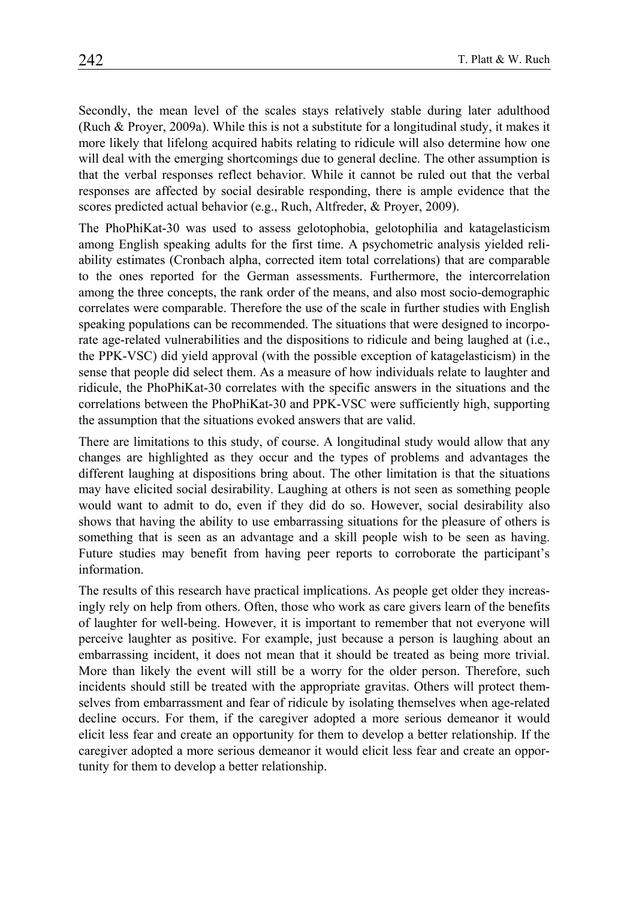Secondly, the mean level of the scales stays relatively stable during later adulthood (Ruch & Proyer, 2009a). While this is not a substitute for a longitudinal study, it makes it more likely that lifelong acquired habits relating to ridicule will also determine how one will deal with the emerging shortcomings due to general decline. The other assumption is that the verbal responses reflect behavior. While it cannot be ruled out that the verbal responses are affected by social desirable responding, there is ample evidence that the scores predicted actual behavior (e.g., Ruch, Altfreder, & Proyer, 2009).

The PhoPhiKat-30 was used to assess gelotophobia, gelotophilia and katagelasticism among English speaking adults for the first time. A psychometric analysis yielded reliability estimates (Cronbach alpha, corrected item total correlations) that are comparable to the ones reported for the German assessments. Furthermore, the intercorrelation among the three concepts, the rank order of the means, and also most socio-demographic correlates were comparable. Therefore the use of the scale in further studies with English speaking populations can be recommended. The situations that were designed to incorporate age-related vulnerabilities and the dispositions to ridicule and being laughed at (i.e., the PPK-VSC) did yield approval (with the possible exception of katagelasticism) in the sense that people did select them. As a measure of how individuals relate to laughter and ridicule, the PhoPhiKat-30 correlates with the specific answers in the situations and the correlations between the PhoPhiKat-30 and PPK-VSC were sufficiently high, supporting the assumption that the situations evoked answers that are valid.

There are limitations to this study, of course. A longitudinal study would allow that any changes are highlighted as they occur and the types of problems and advantages the different laughing at dispositions bring about. The other limitation is that the situations may have elicited social desirability. Laughing at others is not seen as something people would want to admit to do, even if they did do so. However, social desirability also shows that having the ability to use embarrassing situations for the pleasure of others is something that is seen as an advantage and a skill people wish to be seen as having. Future studies may benefit from having peer reports to corroborate the participant's information.

The results of this research have practical implications. As people get older they increasingly rely on help from others. Often, those who work as care givers learn of the benefits of laughter for well-being. However, it is important to remember that not everyone will perceive laughter as positive. For example, just because a person is laughing about an embarrassing incident, it does not mean that it should be treated as being more trivial. More than likely the event will still be a worry for the older person. Therefore, such incidents should still be treated with the appropriate gravitas. Others will protect themselves from embarrassment and fear of ridicule by isolating themselves when age-related decline occurs. For them, if the caregiver adopted a more serious demeanor it would elicit less fear and create an opportunity for them to develop a better relationship. If the caregiver adopted a more serious demeanor it would elicit less fear and create an opportunity for them to develop a better relationship.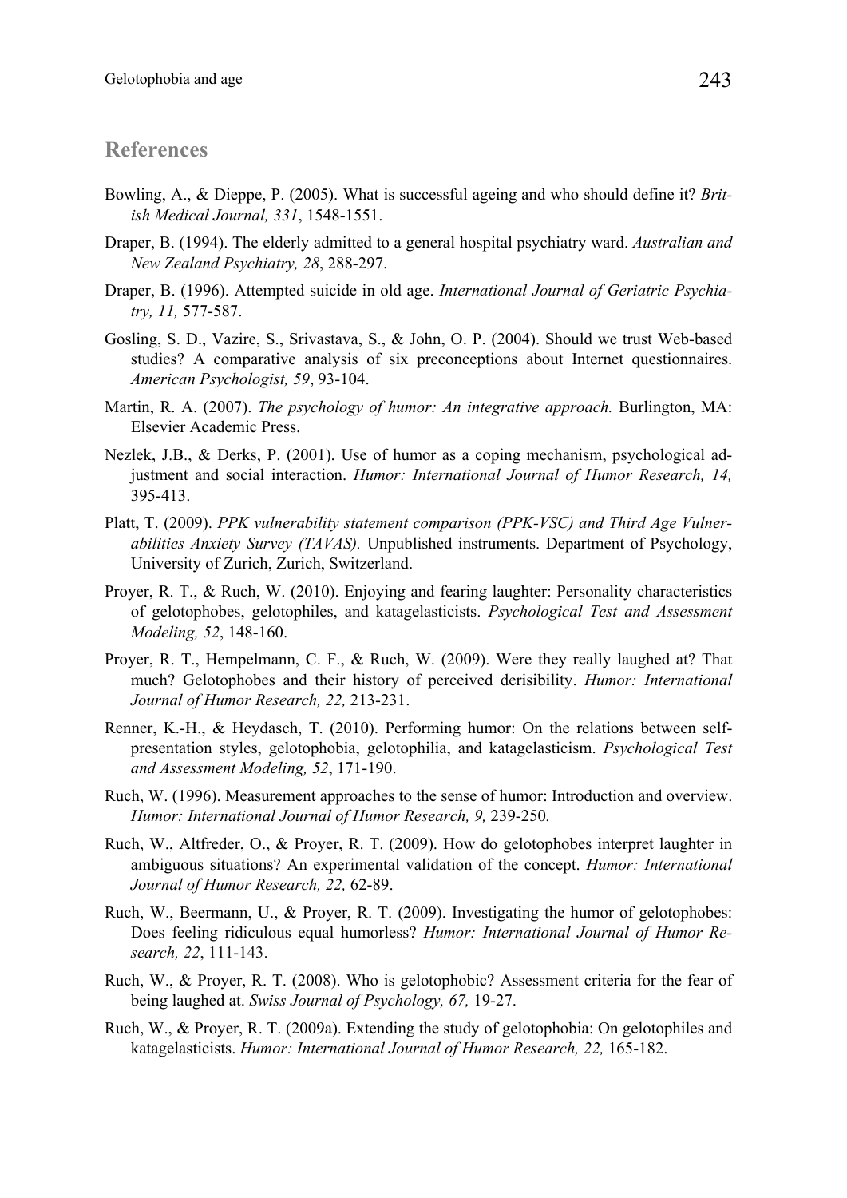## References

Bowling, A., & Dieppe, P. (2005). What is successful ageing and who should define it? *British Medical Journal, 331*, 1548-1551.

Draper, B. (1994). The elderly admitted to a general hospital psychiatry ward. *Australian and New Zealand Psychiatry, 28*, 288-297.

Draper, B. (1996). Attempted suicide in old age. *International Journal of Geriatric Psychiatry, 11,* 577-587.

Gosling, S. D., Vazire, S., Srivastava, S., & John, O. P. (2004). Should we trust Web-based studies? A comparative analysis of six preconceptions about Internet questionnaires. *American Psychologist, 59*, 93-104.

Martin, R. A. (2007). *The psychology of humor: An integrative approach.* Burlington, MA: Elsevier Academic Press.

Nezlek, J.B., & Derks, P. (2001). Use of humor as a coping mechanism, psychological adjustment and social interaction. *Humor: International Journal of Humor Research, 14,* 395-413.

Platt, T. (2009). *PPK vulnerability statement comparison (PPK-VSC) and Third Age Vulnerabilities Anxiety Survey (TAVAS).* Unpublished instruments. Department of Psychology, University of Zurich, Zurich, Switzerland.

Proyer, R. T., & Ruch, W. (2010). Enjoying and fearing laughter: Personality characteristics of gelotophobes, gelotophiles, and katagelasticists. *Psychological Test and Assessment Modeling, 52*, 148-160.

Proyer, R. T., Hempelmann, C. F., & Ruch, W. (2009). Were they really laughed at? That much? Gelotophobes and their history of perceived derisibility. *Humor: International Journal of Humor Research, 22,* 213-231.

Renner, K.-H., & Heydasch, T. (2010). Performing humor: On the relations between self-presentation styles, gelotophobia, gelotophilia, and katagelasticism. *Psychological Test and Assessment Modeling, 52*, 171-190.

Ruch, W. (1996). Measurement approaches to the sense of humor: Introduction and overview. *Humor: International Journal of Humor Research, 9,* 239-250*.*

Ruch, W., Altfreder, O., & Proyer, R. T. (2009). How do gelotophobes interpret laughter in ambiguous situations? An experimental validation of the concept. *Humor: International Journal of Humor Research, 22,* 62-89.

Ruch, W., Beermann, U., & Proyer, R. T. (2009). Investigating the humor of gelotophobes: Does feeling ridiculous equal humorless? *Humor: International Journal of Humor Research, 22*, 111-143.

Ruch, W., & Proyer, R. T. (2008). Who is gelotophobic? Assessment criteria for the fear of being laughed at. *Swiss Journal of Psychology, 67,* 19-27.

Ruch, W., & Proyer, R. T. (2009a). Extending the study of gelotophobia: On gelotophiles and katagelasticists. *Humor: International Journal of Humor Research, 22,* 165-182.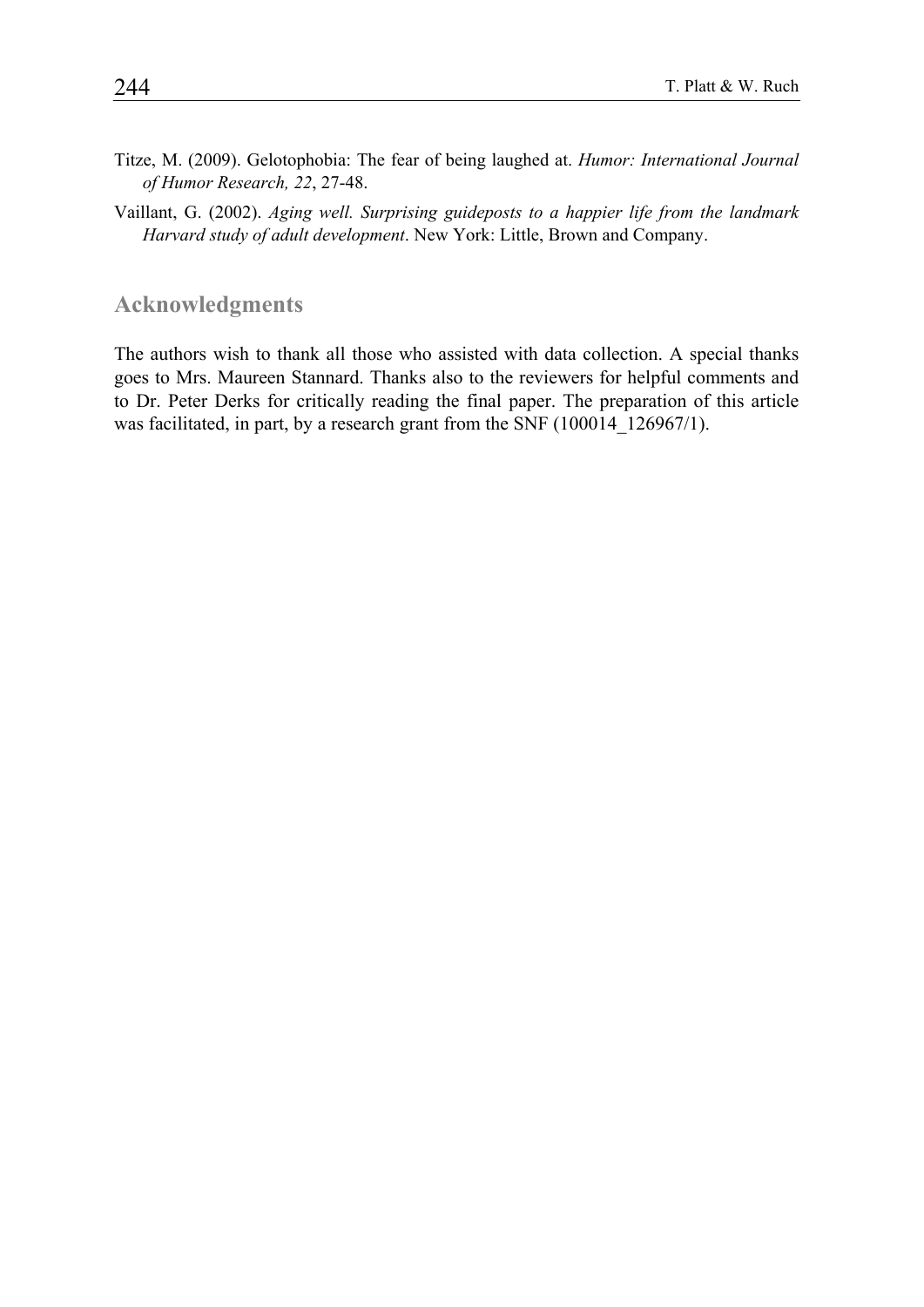Titze, M. (2009). Gelotophobia: The fear of being laughed at. *Humor: International Journal of Humor Research, 22*, 27-48.

Vaillant, G. (2002). *Aging well. Surprising guideposts to a happier life from the landmark Harvard study of adult development*. New York: Little, Brown and Company.

## Acknowledgments

The authors wish to thank all those who assisted with data collection. A special thanks goes to Mrs. Maureen Stannard. Thanks also to the reviewers for helpful comments and to Dr. Peter Derks for critically reading the final paper. The preparation of this article was facilitated, in part, by a research grant from the SNF (100014_126967/1).